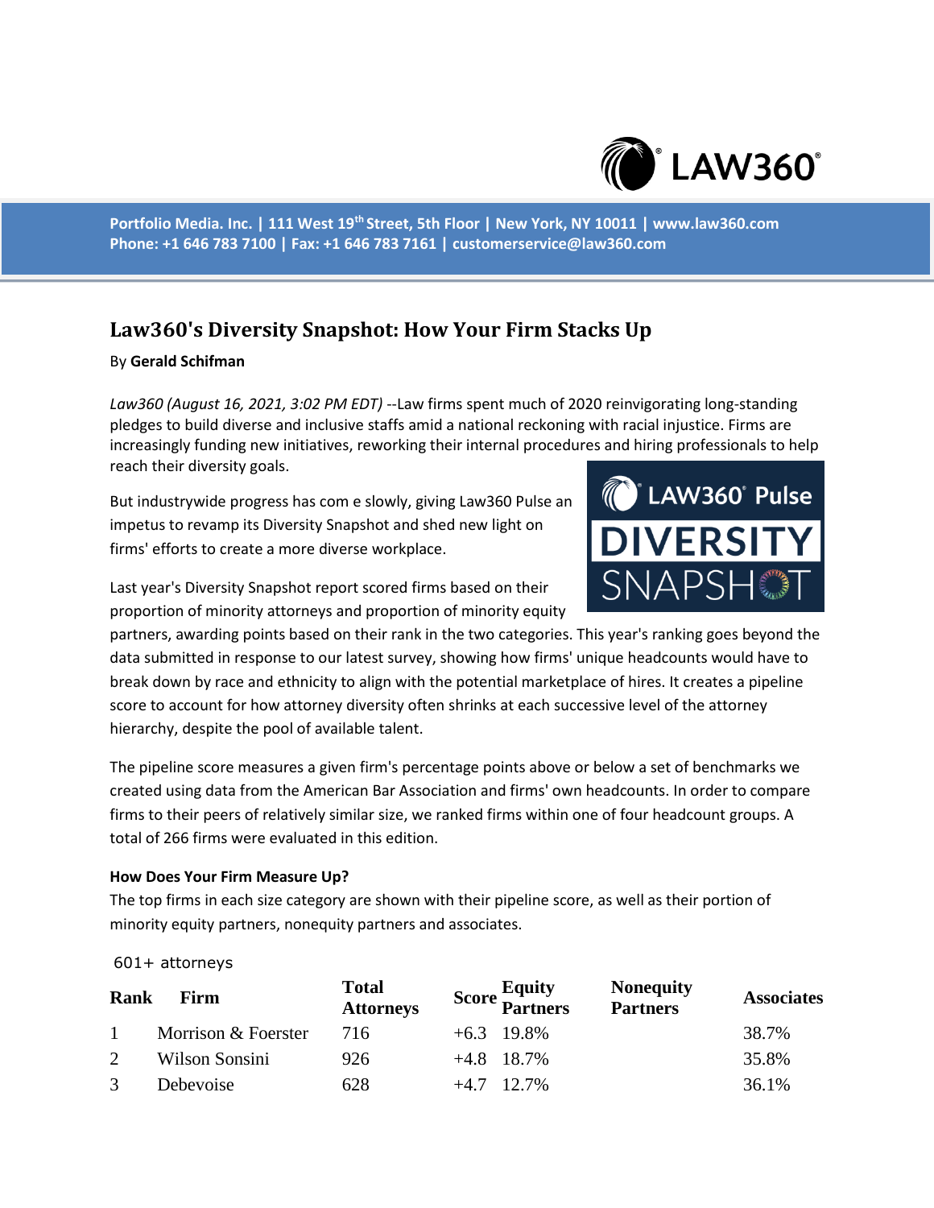Portfolio Media. Inc. | 111 West 19th Street, 5th Floor | New York, NY 10011 | www.law360.com
Phone: +1 646 783 7100 | Fax: +1 646 783 7161 | customerservice@law360.com

# Law360's Diversity Snapshot: How Your Firm Stacks Up

By **Gerald Schifman**

*Law360 (August 16, 2021, 3:02 PM EDT)* --Law firms spent much of 2020 reinvigorating long-standing pledges to build diverse and inclusive staffs amid a national reckoning with racial injustice. Firms are increasingly funding new initiatives, reworking their internal procedures and hiring professionals to help reach their diversity goals.

But industrywide progress has com e slowly, giving Law360 Pulse an impetus to revamp its Diversity Snapshot and shed new light on firms' efforts to create a more diverse workplace.

Last year's Diversity Snapshot report scored firms based on their proportion of minority attorneys and proportion of minority equity partners, awarding points based on their rank in the two categories. This year's ranking goes beyond the data submitted in response to our latest survey, showing how firms' unique headcounts would have to break down by race and ethnicity to align with the potential marketplace of hires. It creates a pipeline score to account for how attorney diversity often shrinks at each successive level of the attorney hierarchy, despite the pool of available talent.

The pipeline score measures a given firm's percentage points above or below a set of benchmarks we created using data from the American Bar Association and firms' own headcounts. In order to compare firms to their peers of relatively similar size, we ranked firms within one of four headcount groups. A total of 266 firms were evaluated in this edition.

### How Does Your Firm Measure Up?

The top firms in each size category are shown with their pipeline score, as well as their portion of minority equity partners, nonequity partners and associates.

601+ attorneys

| Rank | Firm | Total Attorneys | Score | Equity Partners | Nonequity Partners | Associates |
|---|---|---|---|---|---|---|
| 1 | Morrison & Foerster | 716 | +6.3 | 19.8% | | 38.7% |
| 2 | Wilson Sonsini | 926 | +4.8 | 18.7% | | 35.8% |
| 3 | Debevoise | 628 | +4.7 | 12.7% | | 36.1% |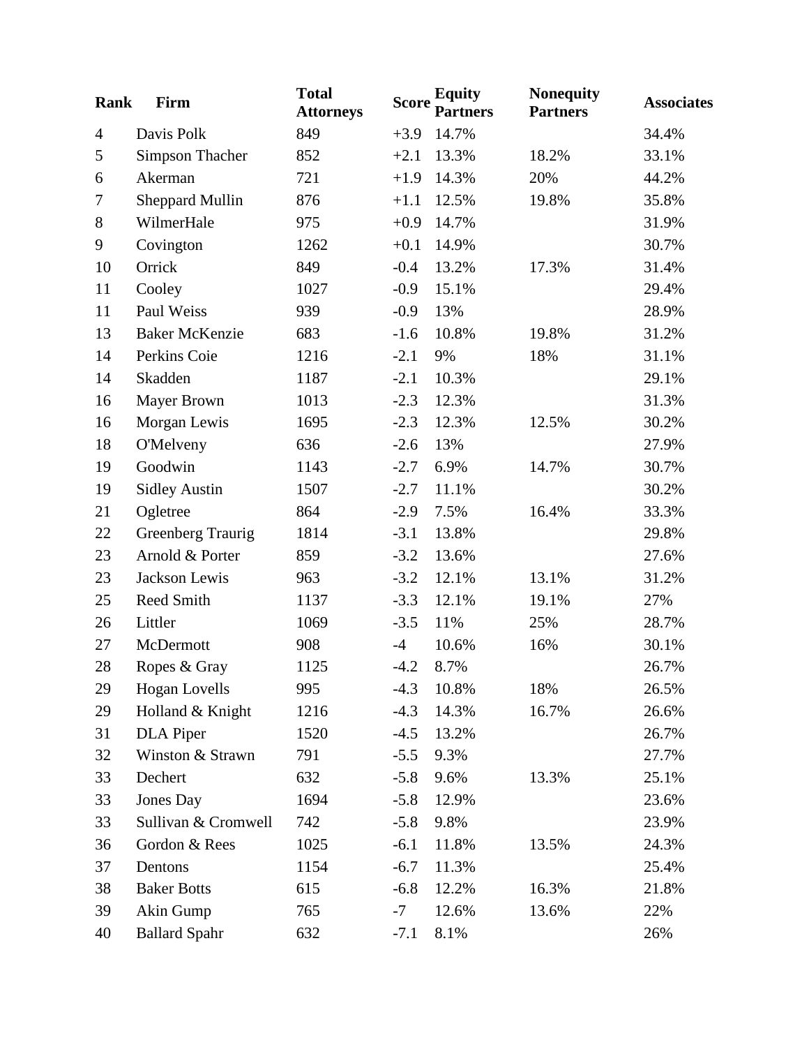| Rank | Firm | Total Attorneys | Score | Equity Partners | Nonequity Partners | Associates |
|---|---|---|---|---|---|---|
| 4 | Davis Polk | 849 | +3.9 | 14.7% | | 34.4% |
| 5 | Simpson Thacher | 852 | +2.1 | 13.3% | 18.2% | 33.1% |
| 6 | Akerman | 721 | +1.9 | 14.3% | 20% | 44.2% |
| 7 | Sheppard Mullin | 876 | +1.1 | 12.5% | 19.8% | 35.8% |
| 8 | WilmerHale | 975 | +0.9 | 14.7% | | 31.9% |
| 9 | Covington | 1262 | +0.1 | 14.9% | | 30.7% |
| 10 | Orrick | 849 | -0.4 | 13.2% | 17.3% | 31.4% |
| 11 | Cooley | 1027 | -0.9 | 15.1% | | 29.4% |
| 11 | Paul Weiss | 939 | -0.9 | 13% | | 28.9% |
| 13 | Baker McKenzie | 683 | -1.6 | 10.8% | 19.8% | 31.2% |
| 14 | Perkins Coie | 1216 | -2.1 | 9% | 18% | 31.1% |
| 14 | Skadden | 1187 | -2.1 | 10.3% | | 29.1% |
| 16 | Mayer Brown | 1013 | -2.3 | 12.3% | | 31.3% |
| 16 | Morgan Lewis | 1695 | -2.3 | 12.3% | 12.5% | 30.2% |
| 18 | O'Melveny | 636 | -2.6 | 13% | | 27.9% |
| 19 | Goodwin | 1143 | -2.7 | 6.9% | 14.7% | 30.7% |
| 19 | Sidley Austin | 1507 | -2.7 | 11.1% | | 30.2% |
| 21 | Ogletree | 864 | -2.9 | 7.5% | 16.4% | 33.3% |
| 22 | Greenberg Traurig | 1814 | -3.1 | 13.8% | | 29.8% |
| 23 | Arnold & Porter | 859 | -3.2 | 13.6% | | 27.6% |
| 23 | Jackson Lewis | 963 | -3.2 | 12.1% | 13.1% | 31.2% |
| 25 | Reed Smith | 1137 | -3.3 | 12.1% | 19.1% | 27% |
| 26 | Littler | 1069 | -3.5 | 11% | 25% | 28.7% |
| 27 | McDermott | 908 | -4 | 10.6% | 16% | 30.1% |
| 28 | Ropes & Gray | 1125 | -4.2 | 8.7% | | 26.7% |
| 29 | Hogan Lovells | 995 | -4.3 | 10.8% | 18% | 26.5% |
| 29 | Holland & Knight | 1216 | -4.3 | 14.3% | 16.7% | 26.6% |
| 31 | DLA Piper | 1520 | -4.5 | 13.2% | | 26.7% |
| 32 | Winston & Strawn | 791 | -5.5 | 9.3% | | 27.7% |
| 33 | Dechert | 632 | -5.8 | 9.6% | 13.3% | 25.1% |
| 33 | Jones Day | 1694 | -5.8 | 12.9% | | 23.6% |
| 33 | Sullivan & Cromwell | 742 | -5.8 | 9.8% | | 23.9% |
| 36 | Gordon & Rees | 1025 | -6.1 | 11.8% | 13.5% | 24.3% |
| 37 | Dentons | 1154 | -6.7 | 11.3% | | 25.4% |
| 38 | Baker Botts | 615 | -6.8 | 12.2% | 16.3% | 21.8% |
| 39 | Akin Gump | 765 | -7 | 12.6% | 13.6% | 22% |
| 40 | Ballard Spahr | 632 | -7.1 | 8.1% | | 26% |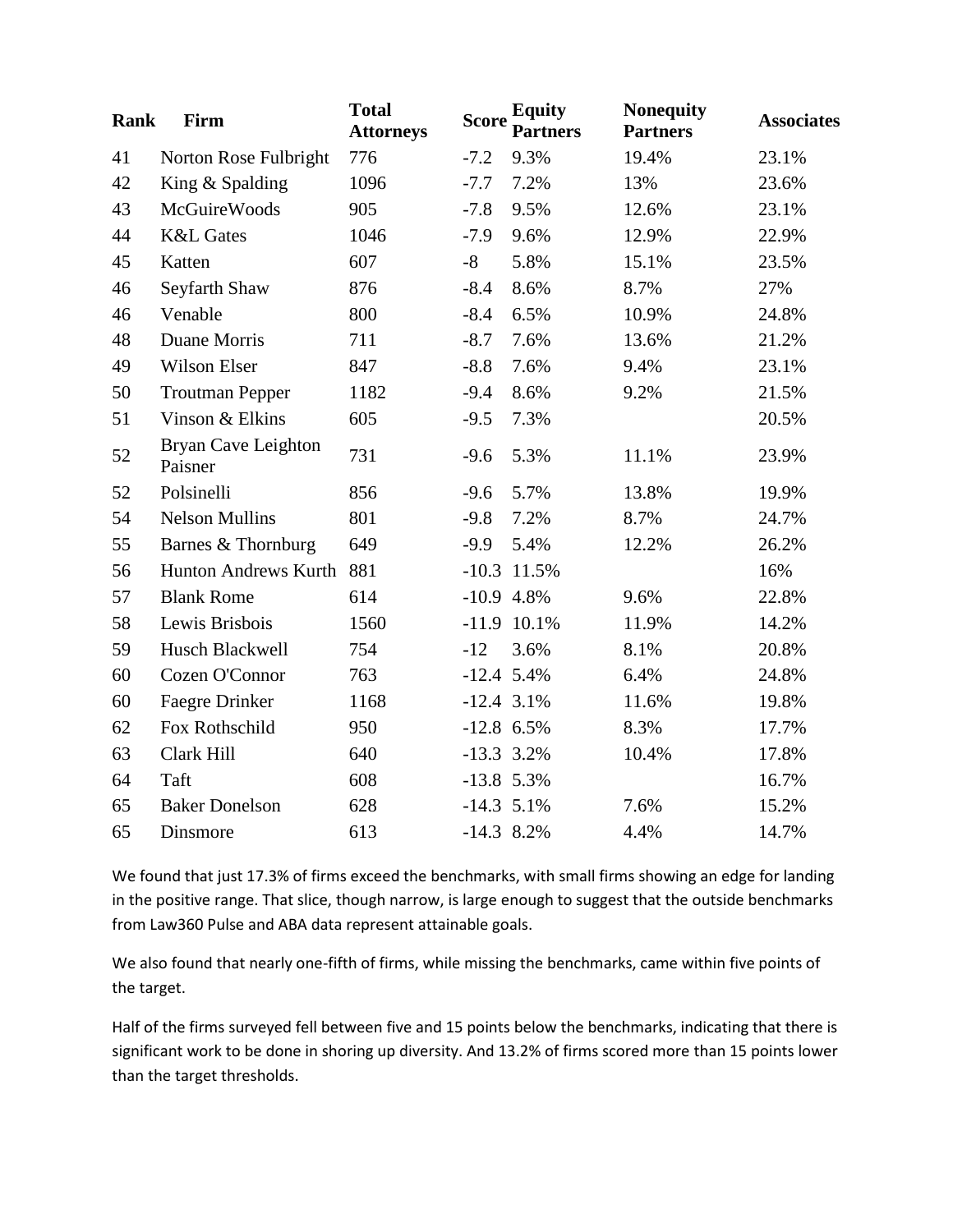| Rank | Firm | Total Attorneys | Score | Equity Partners | Nonequity Partners | Associates |
|---|---|---|---|---|---|---|
| 41 | Norton Rose Fulbright | 776 | -7.2 | 9.3% | 19.4% | 23.1% |
| 42 | King & Spalding | 1096 | -7.7 | 7.2% | 13% | 23.6% |
| 43 | McGuireWoods | 905 | -7.8 | 9.5% | 12.6% | 23.1% |
| 44 | K&L Gates | 1046 | -7.9 | 9.6% | 12.9% | 22.9% |
| 45 | Katten | 607 | -8 | 5.8% | 15.1% | 23.5% |
| 46 | Seyfarth Shaw | 876 | -8.4 | 8.6% | 8.7% | 27% |
| 46 | Venable | 800 | -8.4 | 6.5% | 10.9% | 24.8% |
| 48 | Duane Morris | 711 | -8.7 | 7.6% | 13.6% | 21.2% |
| 49 | Wilson Elser | 847 | -8.8 | 7.6% | 9.4% | 23.1% |
| 50 | Troutman Pepper | 1182 | -9.4 | 8.6% | 9.2% | 21.5% |
| 51 | Vinson & Elkins | 605 | -9.5 | 7.3% | | 20.5% |
| 52 | Bryan Cave Leighton Paisner | 731 | -9.6 | 5.3% | 11.1% | 23.9% |
| 52 | Polsinelli | 856 | -9.6 | 5.7% | 13.8% | 19.9% |
| 54 | Nelson Mullins | 801 | -9.8 | 7.2% | 8.7% | 24.7% |
| 55 | Barnes & Thornburg | 649 | -9.9 | 5.4% | 12.2% | 26.2% |
| 56 | Hunton Andrews Kurth | 881 | -10.3 | 11.5% | | 16% |
| 57 | Blank Rome | 614 | -10.9 | 4.8% | 9.6% | 22.8% |
| 58 | Lewis Brisbois | 1560 | -11.9 | 10.1% | 11.9% | 14.2% |
| 59 | Husch Blackwell | 754 | -12 | 3.6% | 8.1% | 20.8% |
| 60 | Cozen O'Connor | 763 | -12.4 | 5.4% | 6.4% | 24.8% |
| 60 | Faegre Drinker | 1168 | -12.4 | 3.1% | 11.6% | 19.8% |
| 62 | Fox Rothschild | 950 | -12.8 | 6.5% | 8.3% | 17.7% |
| 63 | Clark Hill | 640 | -13.3 | 3.2% | 10.4% | 17.8% |
| 64 | Taft | 608 | -13.8 | 5.3% | | 16.7% |
| 65 | Baker Donelson | 628 | -14.3 | 5.1% | 7.6% | 15.2% |
| 65 | Dinsmore | 613 | -14.3 | 8.2% | 4.4% | 14.7% |

We found that just 17.3% of firms exceed the benchmarks, with small firms showing an edge for landing in the positive range. That slice, though narrow, is large enough to suggest that the outside benchmarks from Law360 Pulse and ABA data represent attainable goals.

We also found that nearly one-fifth of firms, while missing the benchmarks, came within five points of the target.

Half of the firms surveyed fell between five and 15 points below the benchmarks, indicating that there is significant work to be done in shoring up diversity. And 13.2% of firms scored more than 15 points lower than the target thresholds.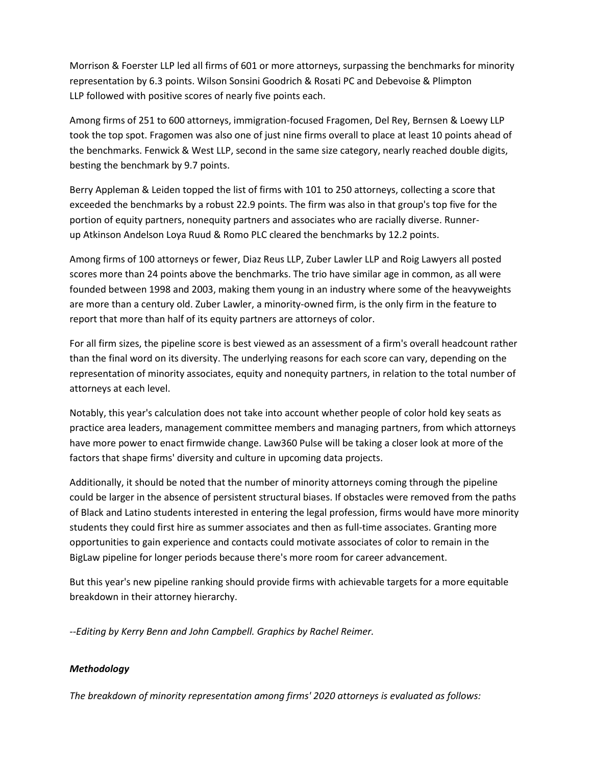Morrison & Foerster LLP led all firms of 601 or more attorneys, surpassing the benchmarks for minority representation by 6.3 points. Wilson Sonsini Goodrich & Rosati PC and Debevoise & Plimpton LLP followed with positive scores of nearly five points each.

Among firms of 251 to 600 attorneys, immigration-focused Fragomen, Del Rey, Bernsen & Loewy LLP took the top spot. Fragomen was also one of just nine firms overall to place at least 10 points ahead of the benchmarks. Fenwick & West LLP, second in the same size category, nearly reached double digits, besting the benchmark by 9.7 points.

Berry Appleman & Leiden topped the list of firms with 101 to 250 attorneys, collecting a score that exceeded the benchmarks by a robust 22.9 points. The firm was also in that group's top five for the portion of equity partners, nonequity partners and associates who are racially diverse. Runner-up Atkinson Andelson Loya Ruud & Romo PLC cleared the benchmarks by 12.2 points.

Among firms of 100 attorneys or fewer, Diaz Reus LLP, Zuber Lawler LLP and Roig Lawyers all posted scores more than 24 points above the benchmarks. The trio have similar age in common, as all were founded between 1998 and 2003, making them young in an industry where some of the heavyweights are more than a century old. Zuber Lawler, a minority-owned firm, is the only firm in the feature to report that more than half of its equity partners are attorneys of color.

For all firm sizes, the pipeline score is best viewed as an assessment of a firm's overall headcount rather than the final word on its diversity. The underlying reasons for each score can vary, depending on the representation of minority associates, equity and nonequity partners, in relation to the total number of attorneys at each level.

Notably, this year's calculation does not take into account whether people of color hold key seats as practice area leaders, management committee members and managing partners, from which attorneys have more power to enact firmwide change. Law360 Pulse will be taking a closer look at more of the factors that shape firms' diversity and culture in upcoming data projects.

Additionally, it should be noted that the number of minority attorneys coming through the pipeline could be larger in the absence of persistent structural biases. If obstacles were removed from the paths of Black and Latino students interested in entering the legal profession, firms would have more minority students they could first hire as summer associates and then as full-time associates. Granting more opportunities to gain experience and contacts could motivate associates of color to remain in the BigLaw pipeline for longer periods because there's more room for career advancement.

But this year's new pipeline ranking should provide firms with achievable targets for a more equitable breakdown in their attorney hierarchy.

*--Editing by Kerry Benn and John Campbell. Graphics by Rachel Reimer.*

### *Methodology*

*The breakdown of minority representation among firms' 2020 attorneys is evaluated as follows:*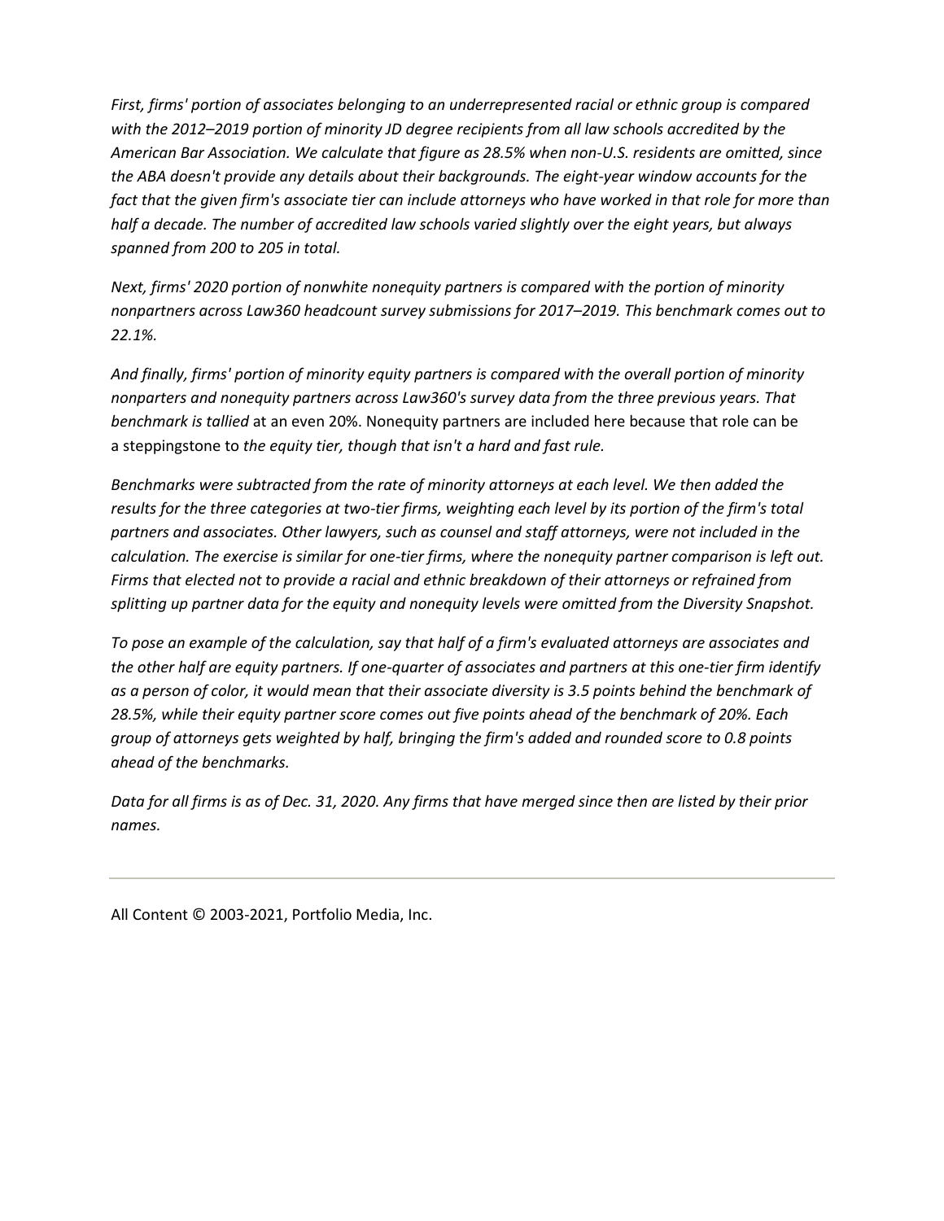*First, firms' portion of associates belonging to an underrepresented racial or ethnic group is compared with the 2012–2019 portion of minority JD degree recipients from all law schools accredited by the American Bar Association. We calculate that figure as 28.5% when non-U.S. residents are omitted, since the ABA doesn't provide any details about their backgrounds. The eight-year window accounts for the fact that the given firm's associate tier can include attorneys who have worked in that role for more than half a decade. The number of accredited law schools varied slightly over the eight years, but always spanned from 200 to 205 in total.*

*Next, firms' 2020 portion of nonwhite nonequity partners is compared with the portion of minority nonpartners across Law360 headcount survey submissions for 2017–2019. This benchmark comes out to 22.1%.*

*And finally, firms' portion of minority equity partners is compared with the overall portion of minority nonparters and nonequity partners across Law360's survey data from the three previous years. That benchmark is tallied* at an even 20%. Nonequity partners are included here because that role can be a steppingstone to *the equity tier, though that isn't a hard and fast rule.*

*Benchmarks were subtracted from the rate of minority attorneys at each level. We then added the results for the three categories at two-tier firms, weighting each level by its portion of the firm's total partners and associates. Other lawyers, such as counsel and staff attorneys, were not included in the calculation. The exercise is similar for one-tier firms, where the nonequity partner comparison is left out. Firms that elected not to provide a racial and ethnic breakdown of their attorneys or refrained from splitting up partner data for the equity and nonequity levels were omitted from the Diversity Snapshot.*

*To pose an example of the calculation, say that half of a firm's evaluated attorneys are associates and the other half are equity partners. If one-quarter of associates and partners at this one-tier firm identify as a person of color, it would mean that their associate diversity is 3.5 points behind the benchmark of 28.5%, while their equity partner score comes out five points ahead of the benchmark of 20%. Each group of attorneys gets weighted by half, bringing the firm's added and rounded score to 0.8 points ahead of the benchmarks.*

*Data for all firms is as of Dec. 31, 2020. Any firms that have merged since then are listed by their prior names.*

---

All Content © 2003-2021, Portfolio Media, Inc.